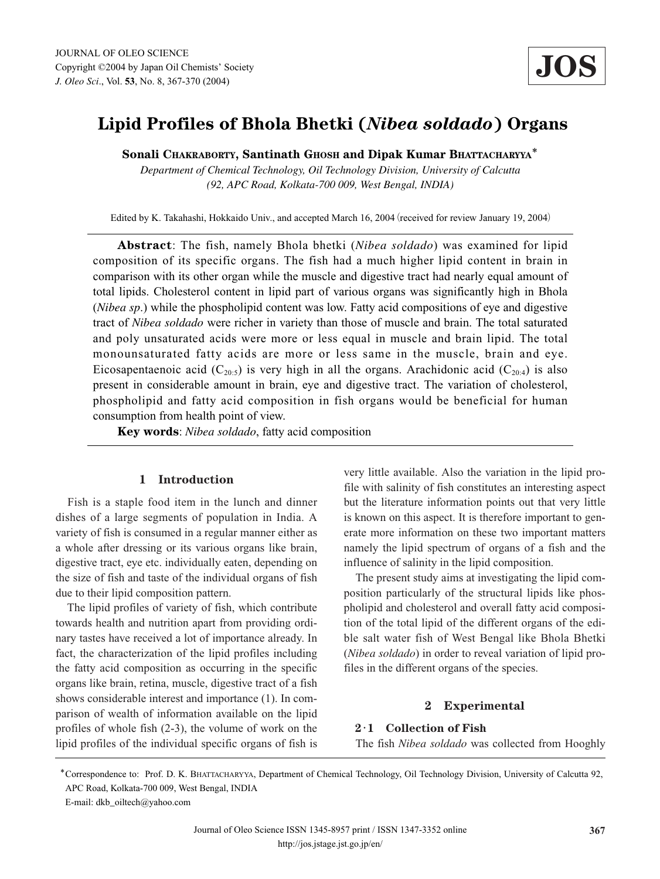# Lipid Profiles of Bhola Bhetki (*Nibea soldado*) Organs

**Sonali Chakraborty, Santinath Ghosh and Dipak Kumar Bhattacharyya***

*Department of Chemical Technology, Oil Technology Division, University of Calcutta (92, APC Road, Kolkata-700 009, West Bengal, INDIA)*

Edited by K. Takahashi, Hokkaido Univ., and accepted March 16, 2004 (received for review January 19, 2004)

**Abstract**: The fish, namely Bhola bhetki (*Nibea soldado*) was examined for lipid composition of its specific organs. The fish had a much higher lipid content in brain in comparison with its other organ while the muscle and digestive tract had nearly equal amount of total lipids. Cholesterol content in lipid part of various organs was significantly high in Bhola (*Nibea sp*.) while the phospholipid content was low. Fatty acid compositions of eye and digestive tract of *Nibea soldado* were richer in variety than those of muscle and brain. The total saturated and poly unsaturated acids were more or less equal in muscle and brain lipid. The total monounsaturated fatty acids are more or less same in the muscle, brain and eye. Eicosapentaenoic acid ($C_{20:5}$) is very high in all the organs. Arachidonic acid ($C_{20:4}$) is also present in considerable amount in brain, eye and digestive tract. The variation of cholesterol, phospholipid and fatty acid composition in fish organs would be beneficial for human consumption from health point of view.

**Key words**: *Nibea soldado*, fatty acid composition

## 1 Introduction

Fish is a staple food item in the lunch and dinner dishes of a large segments of population in India. A variety of fish is consumed in a regular manner either as a whole after dressing or its various organs like brain, digestive tract, eye etc. individually eaten, depending on the size of fish and taste of the individual organs of fish due to their lipid composition pattern.

The lipid profiles of variety of fish, which contribute towards health and nutrition apart from providing ordinary tastes have received a lot of importance already. In fact, the characterization of the lipid profiles including the fatty acid composition as occurring in the specific organs like brain, retina, muscle, digestive tract of a fish shows considerable interest and importance (1). In comparison of wealth of information available on the lipid profiles of whole fish (2-3), the volume of work on the lipid profiles of the individual specific organs of fish is very little available. Also the variation in the lipid profile with salinity of fish constitutes an interesting aspect but the literature information points out that very little is known on this aspect. It is therefore important to generate more information on these two important matters namely the lipid spectrum of organs of a fish and the influence of salinity in the lipid composition.

The present study aims at investigating the lipid composition particularly of the structural lipids like phospholipid and cholesterol and overall fatty acid composition of the total lipid of the different organs of the edible salt water fish of West Bengal like Bhola Bhetki (*Nibea soldado*) in order to reveal variation of lipid profiles in the different organs of the species.

## 2 Experimental

### 2·1 Collection of Fish

The fish *Nibea soldado* was collected from Hooghly

*Correspondence to: Prof. D. K. Bhattacharyya, Department of Chemical Technology, Oil Technology Division, University of Calcutta 92, APC Road, Kolkata-700 009, West Bengal, INDIA
E-mail: dkb_oiltech@yahoo.com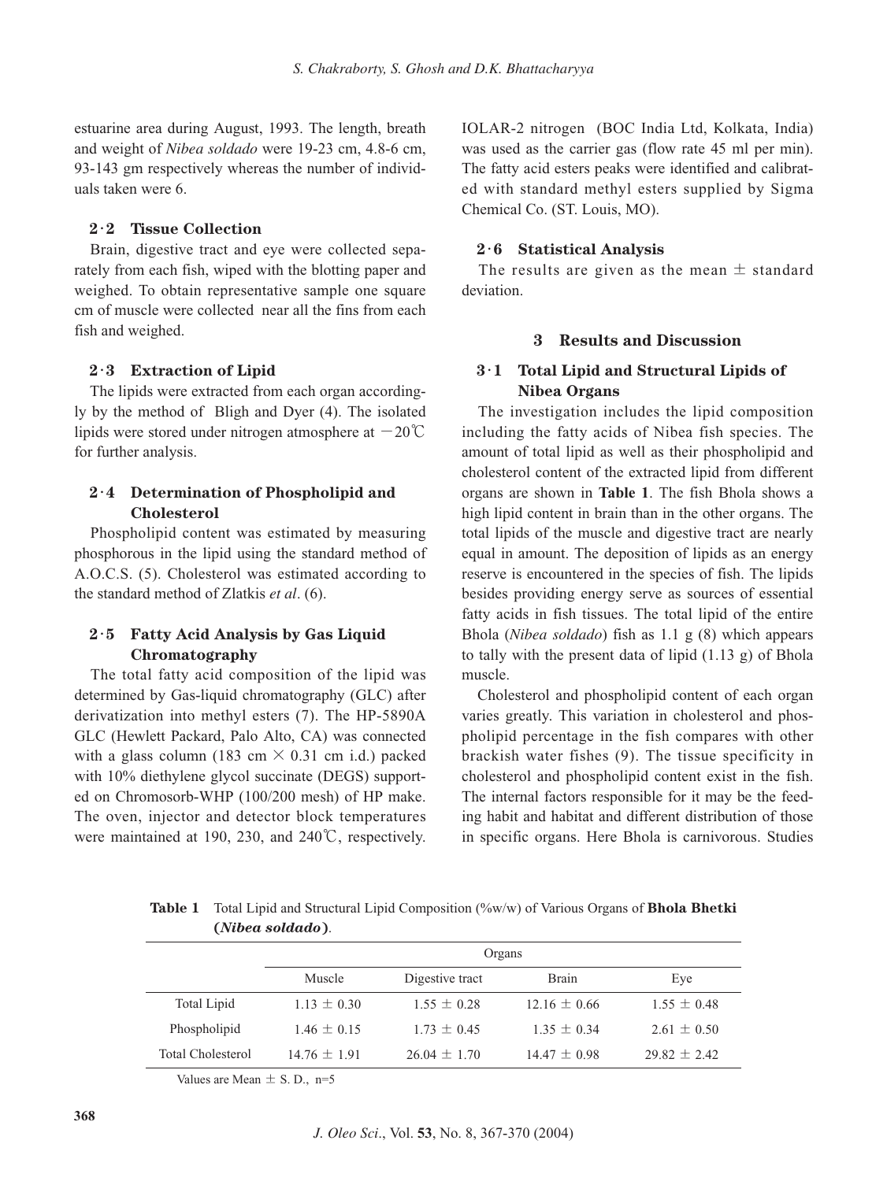estuarine area during August, 1993. The length, breath and weight of *Nibea soldado* were 19-23 cm, 4.8-6 cm, 93-143 gm respectively whereas the number of individuals taken were 6.

### 2·2 Tissue Collection

Brain, digestive tract and eye were collected separately from each fish, wiped with the blotting paper and weighed. To obtain representative sample one square cm of muscle were collected near all the fins from each fish and weighed.

### 2·3 Extraction of Lipid

The lipids were extracted from each organ accordingly by the method of Bligh and Dyer (4). The isolated lipids were stored under nitrogen atmosphere at −20℃ for further analysis.

### 2·4 Determination of Phospholipid and Cholesterol

Phospholipid content was estimated by measuring phosphorous in the lipid using the standard method of A.O.C.S. (5). Cholesterol was estimated according to the standard method of Zlatkis *et al*. (6).

### 2·5 Fatty Acid Analysis by Gas Liquid Chromatography

The total fatty acid composition of the lipid was determined by Gas-liquid chromatography (GLC) after derivatization into methyl esters (7). The HP-5890A GLC (Hewlett Packard, Palo Alto, CA) was connected with a glass column (183 cm × 0.31 cm i.d.) packed with 10% diethylene glycol succinate (DEGS) supported on Chromosorb-WHP (100/200 mesh) of HP make. The oven, injector and detector block temperatures were maintained at 190, 230, and 240℃, respectively. IOLAR-2 nitrogen (BOC India Ltd, Kolkata, India) was used as the carrier gas (flow rate 45 ml per min). The fatty acid esters peaks were identified and calibrated with standard methyl esters supplied by Sigma Chemical Co. (ST. Louis, MO).

### 2·6 Statistical Analysis

The results are given as the mean ± standard deviation.

## 3 Results and Discussion

### 3·1 Total Lipid and Structural Lipids of Nibea Organs

The investigation includes the lipid composition including the fatty acids of Nibea fish species. The amount of total lipid as well as their phospholipid and cholesterol content of the extracted lipid from different organs are shown in **Table 1**. The fish Bhola shows a high lipid content in brain than in the other organs. The total lipids of the muscle and digestive tract are nearly equal in amount. The deposition of lipids as an energy reserve is encountered in the species of fish. The lipids besides providing energy serve as sources of essential fatty acids in fish tissues. The total lipid of the entire Bhola (*Nibea soldado*) fish as 1.1 g (8) which appears to tally with the present data of lipid (1.13 g) of Bhola muscle.

Cholesterol and phospholipid content of each organ varies greatly. This variation in cholesterol and phospholipid percentage in the fish compares with other brackish water fishes (9). The tissue specificity in cholesterol and phospholipid content exist in the fish. The internal factors responsible for it may be the feeding habit and habitat and different distribution of those in specific organs. Here Bhola is carnivorous. Studies

**Table 1** Total Lipid and Structural Lipid Composition (%w/w) of Various Organs of **Bhola Bhetki (*Nibea soldado*)**.

| | Organs | | | |
|---|---|---|---|---|
| | Muscle | Digestive tract | Brain | Eye |
| Total Lipid | 1.13 ± 0.30 | 1.55 ± 0.28 | 12.16 ± 0.66 | 1.55 ± 0.48 |
| Phospholipid | 1.46 ± 0.15 | 1.73 ± 0.45 | 1.35 ± 0.34 | 2.61 ± 0.50 |
| Total Cholesterol | 14.76 ± 1.91 | 26.04 ± 1.70 | 14.47 ± 0.98 | 29.82 ± 2.42 |

Values are Mean ± S. D., n=5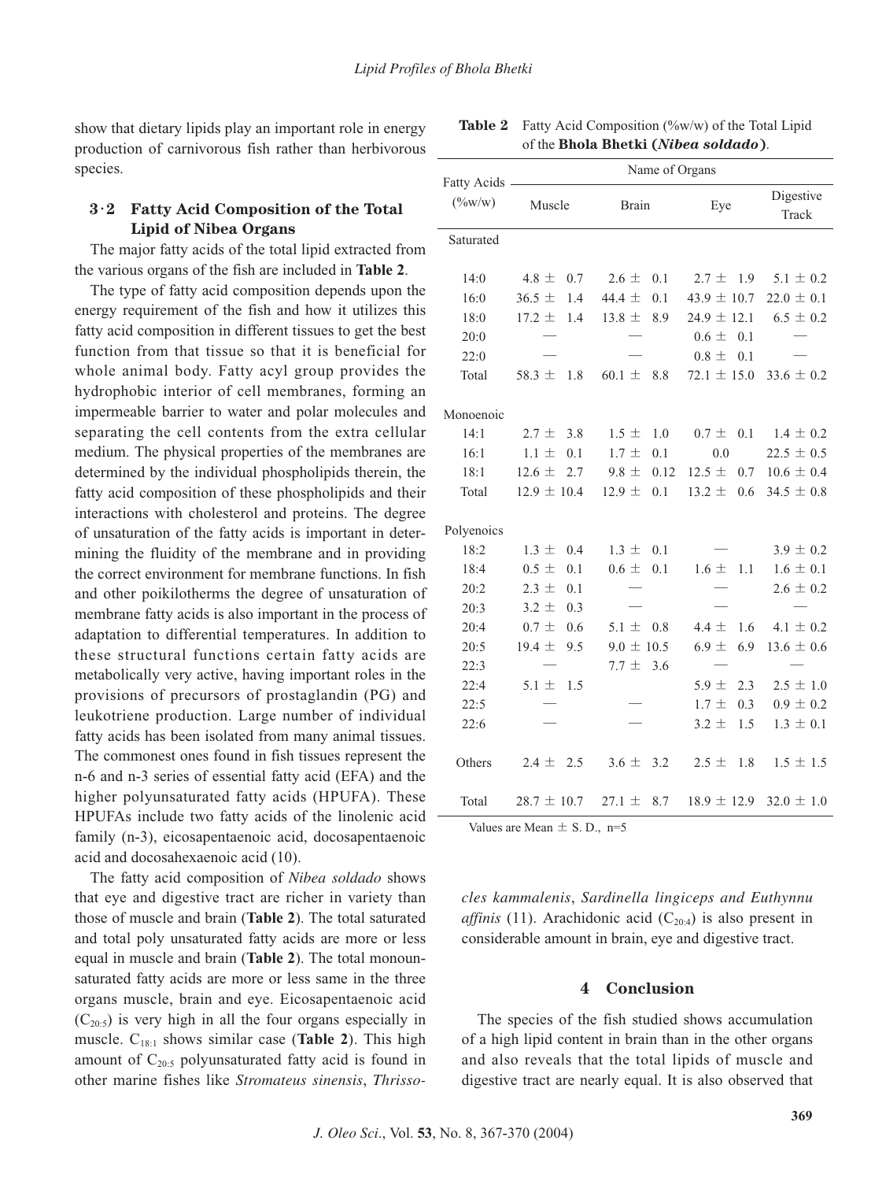show that dietary lipids play an important role in energy production of carnivorous fish rather than herbivorous species.

### 3·2 Fatty Acid Composition of the Total Lipid of Nibea Organs

The major fatty acids of the total lipid extracted from the various organs of the fish are included in **Table 2**.

The type of fatty acid composition depends upon the energy requirement of the fish and how it utilizes this fatty acid composition in different tissues to get the best function from that tissue so that it is beneficial for whole animal body. Fatty acyl group provides the hydrophobic interior of cell membranes, forming an impermeable barrier to water and polar molecules and separating the cell contents from the extra cellular medium. The physical properties of the membranes are determined by the individual phospholipids therein, the fatty acid composition of these phospholipids and their interactions with cholesterol and proteins. The degree of unsaturation of the fatty acids is important in determining the fluidity of the membrane and in providing the correct environment for membrane functions. In fish and other poikilotherms the degree of unsaturation of membrane fatty acids is also important in the process of adaptation to differential temperatures. In addition to these structural functions certain fatty acids are metabolically very active, having important roles in the provisions of precursors of prostaglandin (PG) and leukotriene production. Large number of individual fatty acids has been isolated from many animal tissues. The commonest ones found in fish tissues represent the n-6 and n-3 series of essential fatty acid (EFA) and the higher polyunsaturated fatty acids (HPUFA). These HPUFAs include two fatty acids of the linolenic acid family (n-3), eicosapentaenoic acid, docosapentaenoic acid and docosahexaenoic acid (10).

The fatty acid composition of *Nibea soldado* shows that eye and digestive tract are richer in variety than those of muscle and brain (**Table 2**). The total saturated and total poly unsaturated fatty acids are more or less equal in muscle and brain (**Table 2**). The total monounsaturated fatty acids are more or less same in the three organs muscle, brain and eye. Eicosapentaenoic acid ($C_{20:5}$) is very high in all the four organs especially in muscle. $C_{18:1}$ shows similar case (**Table 2**). This high amount of $C_{20:5}$ polyunsaturated fatty acid is found in other marine fishes like *Stromateus sinensis*, *Thrissocles kammalenis*, *Sardinella lingiceps and Euthynnu affinis* (11). Arachidonic acid ($C_{20:4}$) is also present in considerable amount in brain, eye and digestive tract.

**Table 2** Fatty Acid Composition (%w/w) of the Total Lipid of the **Bhola Bhetki (*Nibea soldado*)**.

| Fatty Acids (%w/w) | Name of Organs | | | |
|---|---|---|---|---|
| | Muscle | Brain | Eye | Digestive Track |
| **Saturated** | | | | |
| 14:0 | 4.8 ± 0.7 | 2.6 ± 0.1 | 2.7 ± 1.9 | 5.1 ± 0.2 |
| 16:0 | 36.5 ± 1.4 | 44.4 ± 0.1 | 43.9 ± 10.7 | 22.0 ± 0.1 |
| 18:0 | 17.2 ± 1.4 | 13.8 ± 8.9 | 24.9 ± 12.1 | 6.5 ± 0.2 |
| 20:0 | — | — | 0.6 ± 0.1 | — |
| 22:0 | — | — | 0.8 ± 0.1 | — |
| Total | 58.3 ± 1.8 | 60.1 ± 8.8 | 72.1 ± 15.0 | 33.6 ± 0.2 |
| **Monoenoic** | | | | |
| 14:1 | 2.7 ± 3.8 | 1.5 ± 1.0 | 0.7 ± 0.1 | 1.4 ± 0.2 |
| 16:1 | 1.1 ± 0.1 | 1.7 ± 0.1 | 0.0 | 22.5 ± 0.5 |
| 18:1 | 12.6 ± 2.7 | 9.8 ± 0.12 | 12.5 ± 0.7 | 10.6 ± 0.4 |
| Total | 12.9 ± 10.4 | 12.9 ± 0.1 | 13.2 ± 0.6 | 34.5 ± 0.8 |
| **Polyenoics** | | | | |
| 18:2 | 1.3 ± 0.4 | 1.3 ± 0.1 | — | 3.9 ± 0.2 |
| 18:4 | 0.5 ± 0.1 | 0.6 ± 0.1 | 1.6 ± 1.1 | 1.6 ± 0.1 |
| 20:2 | 2.3 ± 0.1 | — | — | 2.6 ± 0.2 |
| 20:3 | 3.2 ± 0.3 | — | — | — |
| 20:4 | 0.7 ± 0.6 | 5.1 ± 0.8 | 4.4 ± 1.6 | 4.1 ± 0.2 |
| 20:5 | 19.4 ± 9.5 | 9.0 ± 10.5 | 6.9 ± 6.9 | 13.6 ± 0.6 |
| 22:3 | — | 7.7 ± 3.6 | — | — |
| 22:4 | 5.1 ± 1.5 | | 5.9 ± 2.3 | 2.5 ± 1.0 |
| 22:5 | — | — | 1.7 ± 0.3 | 0.9 ± 0.2 |
| 22:6 | — | — | 3.2 ± 1.5 | 1.3 ± 0.1 |
| Others | 2.4 ± 2.5 | 3.6 ± 3.2 | 2.5 ± 1.8 | 1.5 ± 1.5 |
| Total | 28.7 ± 10.7 | 27.1 ± 8.7 | 18.9 ± 12.9 | 32.0 ± 1.0 |

Values are Mean ± S. D., n=5

## 4 Conclusion

The species of the fish studied shows accumulation of a high lipid content in brain than in the other organs and also reveals that the total lipids of muscle and digestive tract are nearly equal. It is also observed that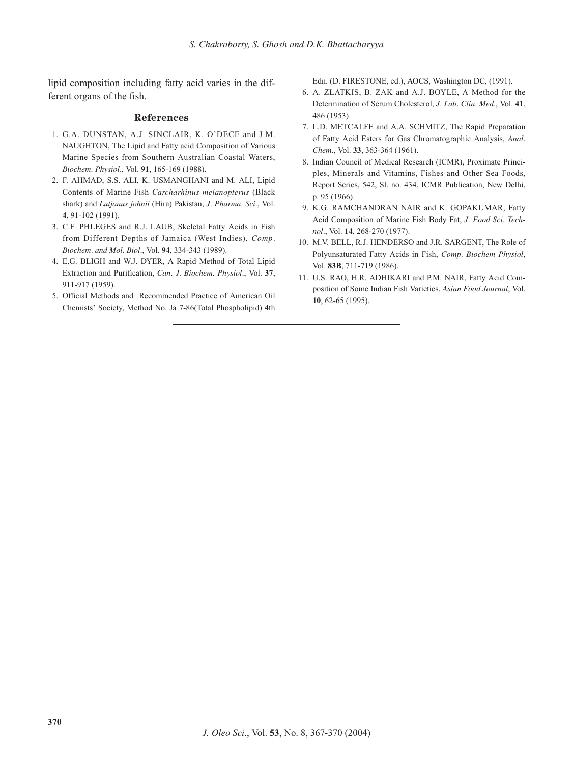lipid composition including fatty acid varies in the different organs of the fish.

## References

1. G.A. DUNSTAN, A.J. SINCLAIR, K. O'DECE and J.M. NAUGHTON, The Lipid and Fatty acid Composition of Various Marine Species from Southern Australian Coastal Waters, *Biochem. Physiol.*, Vol. **91**, 165-169 (1988).
2. F. AHMAD, S.S. ALI, K. USMANGHANI and M. ALI, Lipid Contents of Marine Fish *Carcharhinus melanopterus* (Black shark) and *Lutjanus johnii* (Hira) Pakistan, *J. Pharma. Sci.*, Vol. **4**, 91-102 (1991).
3. C.F. PHLEGES and R.J. LAUB, Skeletal Fatty Acids in Fish from Different Depths of Jamaica (West Indies), *Comp. Biochem. and Mol. Biol.*, Vol. **94**, 334-343 (1989).
4. E.G. BLIGH and W.J. DYER, A Rapid Method of Total Lipid Extraction and Purification, *Can. J. Biochem. Physiol.*, Vol. **37**, 911-917 (1959).
5. Official Methods and Recommended Practice of American Oil Chemists' Society, Method No. Ja 7-86(Total Phospholipid) 4th Edn. (D. FIRESTONE, ed.), AOCS, Washington DC, (1991).
6. A. ZLATKIS, B. ZAK and A.J. BOYLE, A Method for the Determination of Serum Cholesterol, *J. Lab. Clin. Med.*, Vol. **41**, 486 (1953).
7. L.D. METCALFE and A.A. SCHMITZ, The Rapid Preparation of Fatty Acid Esters for Gas Chromatographic Analysis, *Anal. Chem.*, Vol. **33**, 363-364 (1961).
8. Indian Council of Medical Research (ICMR), Proximate Principles, Minerals and Vitamins, Fishes and Other Sea Foods, Report Series, 542, Sl. no. 434, ICMR Publication, New Delhi, p. 95 (1966).
9. K.G. RAMCHANDRAN NAIR and K. GOPAKUMAR, Fatty Acid Composition of Marine Fish Body Fat, *J. Food Sci. Technol.*, Vol. **14**, 268-270 (1977).
10. M.V. BELL, R.J. HENDERSO and J.R. SARGENT, The Role of Polyunsaturated Fatty Acids in Fish, *Comp. Biochem Physiol*, Vol. **83B**, 711-719 (1986).
11. U.S. RAO, H.R. ADHIKARI and P.M. NAIR, Fatty Acid Composition of Some Indian Fish Varieties, *Asian Food Journal*, Vol. **10**, 62-65 (1995).